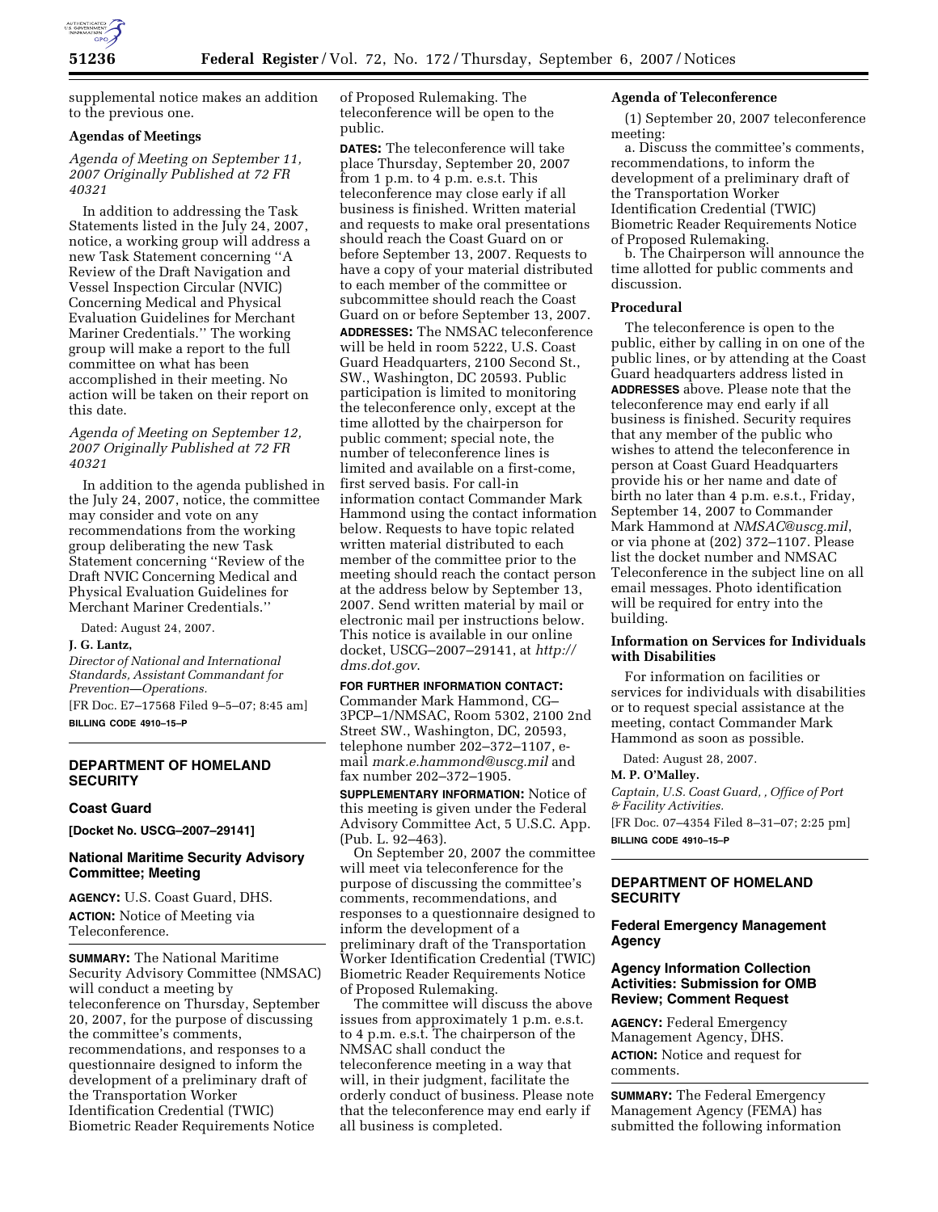supplemental notice makes an addition to the previous one.

**Agendas of Meetings**

*Agenda of Meeting on September 11, 2007 Originally Published at 72 FR 40321*

In addition to addressing the Task Statements listed in the July 24, 2007, notice, a working group will address a new Task Statement concerning ''A Review of the Draft Navigation and Vessel Inspection Circular (NVIC) Concerning Medical and Physical Evaluation Guidelines for Merchant Mariner Credentials.'' The working group will make a report to the full committee on what has been accomplished in their meeting. No action will be taken on their report on this date.

*Agenda of Meeting on September 12, 2007 Originally Published at 72 FR 40321*

In addition to the agenda published in the July 24, 2007, notice, the committee may consider and vote on any recommendations from the working group deliberating the new Task Statement concerning ''Review of the Draft NVIC Concerning Medical and Physical Evaluation Guidelines for Merchant Mariner Credentials.''

Dated: August 24, 2007.

**J. G. Lantz,**

*Director of National and International Standards, Assistant Commandant for Prevention—Operations.*

[FR Doc. E7–17568 Filed 9–5–07; 8:45 am]

**BILLING CODE 4910–15–P**

## DEPARTMENT OF HOMELAND SECURITY

### Coast Guard

**[Docket No. USCG–2007–29141]**

### National Maritime Security Advisory Committee; Meeting

**AGENCY:** U.S. Coast Guard, DHS.

**ACTION:** Notice of Meeting via Teleconference.

**SUMMARY:** The National Maritime Security Advisory Committee (NMSAC) will conduct a meeting by teleconference on Thursday, September 20, 2007, for the purpose of discussing the committee's comments, recommendations, and responses to a questionnaire designed to inform the development of a preliminary draft of the Transportation Worker Identification Credential (TWIC) Biometric Reader Requirements Notice of Proposed Rulemaking. The teleconference will be open to the public.

**DATES:** The teleconference will take place Thursday, September 20, 2007 from 1 p.m. to 4 p.m. e.s.t. This teleconference may close early if all business is finished. Written material and requests to make oral presentations should reach the Coast Guard on or before September 13, 2007. Requests to have a copy of your material distributed to each member of the committee or subcommittee should reach the Coast Guard on or before September 13, 2007.

**ADDRESSES:** The NMSAC teleconference will be held in room 5222, U.S. Coast Guard Headquarters, 2100 Second St., SW., Washington, DC 20593. Public participation is limited to monitoring the teleconference only, except at the time allotted by the chairperson for public comment; special note, the number of teleconference lines is limited and available on a first-come, first served basis. For call-in information contact Commander Mark Hammond using the contact information below. Requests to have topic related written material distributed to each member of the committee prior to the meeting should reach the contact person at the address below by September 13, 2007. Send written material by mail or electronic mail per instructions below. This notice is available in our online docket, USCG–2007–29141, at *http://dms.dot.gov*.

**FOR FURTHER INFORMATION CONTACT:** Commander Mark Hammond, CG–3PCP–1/NMSAC, Room 5302, 2100 2nd Street SW., Washington, DC, 20593, telephone number 202–372–1107, e-mail *mark.e.hammond@uscg.mil* and fax number 202–372–1905.

**SUPPLEMENTARY INFORMATION:** Notice of this meeting is given under the Federal Advisory Committee Act, 5 U.S.C. App. (Pub. L. 92–463).

On September 20, 2007 the committee will meet via teleconference for the purpose of discussing the committee's comments, recommendations, and responses to a questionnaire designed to inform the development of a preliminary draft of the Transportation Worker Identification Credential (TWIC) Biometric Reader Requirements Notice of Proposed Rulemaking.

The committee will discuss the above issues from approximately 1 p.m. e.s.t. to 4 p.m. e.s.t. The chairperson of the NMSAC shall conduct the teleconference meeting in a way that will, in their judgment, facilitate the orderly conduct of business. Please note that the teleconference may end early if all business is completed.

**Agenda of Teleconference**

(1) September 20, 2007 teleconference meeting:

a. Discuss the committee's comments, recommendations, to inform the development of a preliminary draft of the Transportation Worker Identification Credential (TWIC) Biometric Reader Requirements Notice of Proposed Rulemaking.

b. The Chairperson will announce the time allotted for public comments and discussion.

**Procedural**

The teleconference is open to the public, either by calling in on one of the public lines, or by attending at the Coast Guard headquarters address listed in **ADDRESSES** above. Please note that the teleconference may end early if all business is finished. Security requires that any member of the public who wishes to attend the teleconference in person at Coast Guard Headquarters provide his or her name and date of birth no later than 4 p.m. e.s.t., Friday, September 14, 2007 to Commander Mark Hammond at *NMSAC@uscg.mil*, or via phone at (202) 372–1107. Please list the docket number and NMSAC Teleconference in the subject line on all email messages. Photo identification will be required for entry into the building.

**Information on Services for Individuals with Disabilities**

For information on facilities or services for individuals with disabilities or to request special assistance at the meeting, contact Commander Mark Hammond as soon as possible.

Dated: August 28, 2007.

**M. P. O'Malley.**

*Captain, U.S. Coast Guard, , Office of Port & Facility Activities.*

[FR Doc. 07–4354 Filed 8–31–07; 2:25 pm]

**BILLING CODE 4910–15–P**

## DEPARTMENT OF HOMELAND SECURITY

### Federal Emergency Management Agency

### Agency Information Collection Activities: Submission for OMB Review; Comment Request

**AGENCY:** Federal Emergency Management Agency, DHS.

**ACTION:** Notice and request for comments.

**SUMMARY:** The Federal Emergency Management Agency (FEMA) has submitted the following information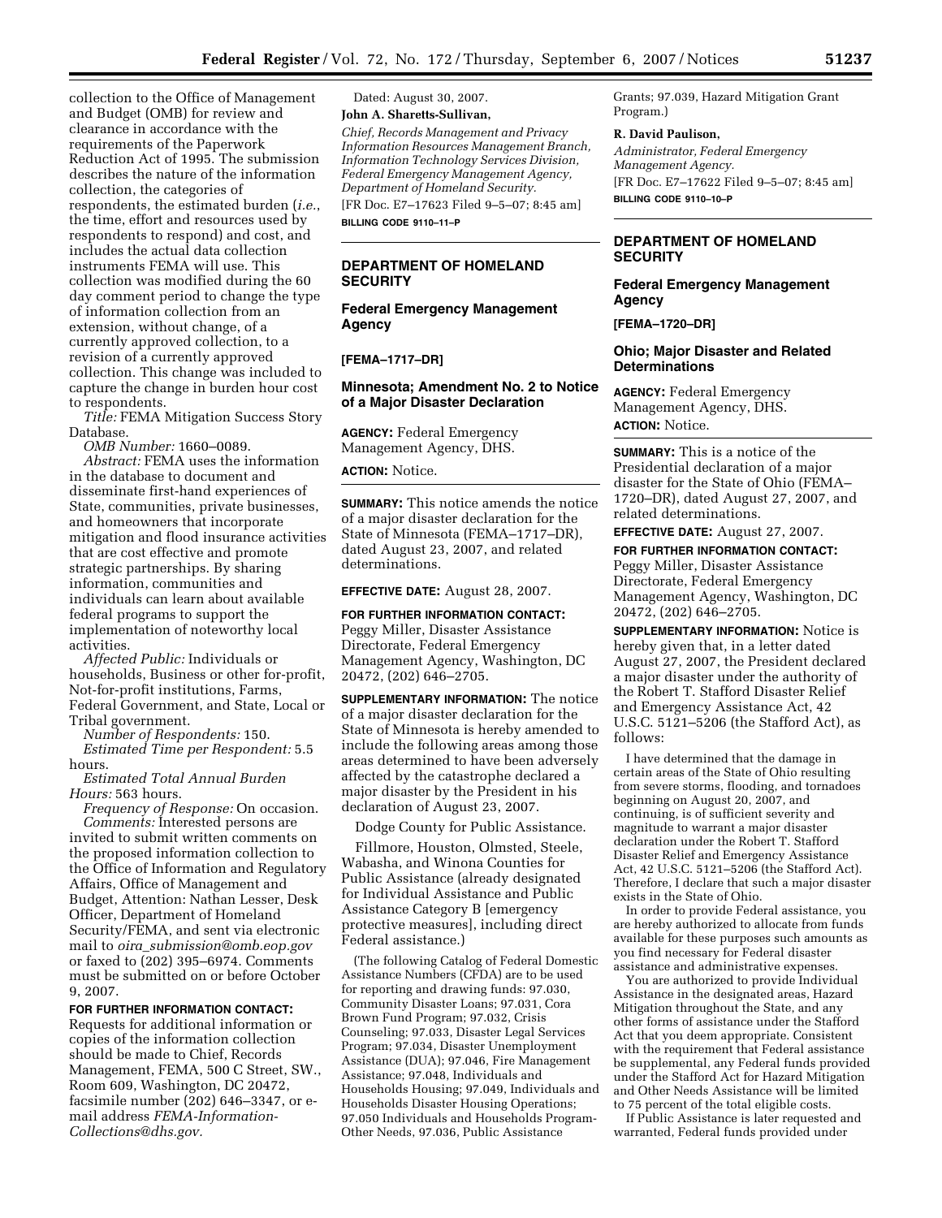collection to the Office of Management and Budget (OMB) for review and clearance in accordance with the requirements of the Paperwork Reduction Act of 1995. The submission describes the nature of the information collection, the categories of respondents, the estimated burden (*i.e.*, the time, effort and resources used by respondents to respond) and cost, and includes the actual data collection instruments FEMA will use. This collection was modified during the 60 day comment period to change the type of information collection from an extension, without change, of a currently approved collection, to a revision of a currently approved collection. This change was included to capture the change in burden hour cost to respondents.

*Title:* FEMA Mitigation Success Story Database.

*OMB Number:* 1660–0089.

*Abstract:* FEMA uses the information in the database to document and disseminate first-hand experiences of State, communities, private businesses, and homeowners that incorporate mitigation and flood insurance activities that are cost effective and promote strategic partnerships. By sharing information, communities and individuals can learn about available federal programs to support the implementation of noteworthy local activities.

*Affected Public:* Individuals or households, Business or other for-profit, Not-for-profit institutions, Farms, Federal Government, and State, Local or Tribal government.

*Number of Respondents:* 150.

*Estimated Time per Respondent:* 5.5 hours.

*Estimated Total Annual Burden Hours:* 563 hours.

*Frequency of Response:* On occasion.

*Comments:* Interested persons are invited to submit written comments on the proposed information collection to the Office of Information and Regulatory Affairs, Office of Management and Budget, Attention: Nathan Lesser, Desk Officer, Department of Homeland Security/FEMA, and sent via electronic mail to *oira_submission@omb.eop.gov* or faxed to (202) 395–6974. Comments must be submitted on or before October 9, 2007.

**FOR FURTHER INFORMATION CONTACT:** Requests for additional information or copies of the information collection should be made to Chief, Records Management, FEMA, 500 C Street, SW., Room 609, Washington, DC 20472, facsimile number (202) 646–3347, or e-mail address *FEMA-Information-Collections@dhs.gov.*

Dated: August 30, 2007.

**John A. Sharetts-Sullivan,**

*Chief, Records Management and Privacy Information Resources Management Branch, Information Technology Services Division, Federal Emergency Management Agency, Department of Homeland Security.*

[FR Doc. E7–17623 Filed 9–5–07; 8:45 am]

**BILLING CODE 9110–11–P**

---

## DEPARTMENT OF HOMELAND SECURITY

### Federal Emergency Management Agency

**[FEMA–1717–DR]**

### Minnesota; Amendment No. 2 to Notice of a Major Disaster Declaration

**AGENCY:** Federal Emergency Management Agency, DHS.

**ACTION:** Notice.

**SUMMARY:** This notice amends the notice of a major disaster declaration for the State of Minnesota (FEMA–1717–DR), dated August 23, 2007, and related determinations.

**EFFECTIVE DATE:** August 28, 2007.

**FOR FURTHER INFORMATION CONTACT:** Peggy Miller, Disaster Assistance Directorate, Federal Emergency Management Agency, Washington, DC 20472, (202) 646–2705.

**SUPPLEMENTARY INFORMATION:** The notice of a major disaster declaration for the State of Minnesota is hereby amended to include the following areas among those areas determined to have been adversely affected by the catastrophe declared a major disaster by the President in his declaration of August 23, 2007.

Dodge County for Public Assistance.

Fillmore, Houston, Olmsted, Steele, Wabasha, and Winona Counties for Public Assistance (already designated for Individual Assistance and Public Assistance Category B [emergency protective measures], including direct Federal assistance.)

(The following Catalog of Federal Domestic Assistance Numbers (CFDA) are to be used for reporting and drawing funds: 97.030, Community Disaster Loans; 97.031, Cora Brown Fund Program; 97.032, Crisis Counseling; 97.033, Disaster Legal Services Program; 97.034, Disaster Unemployment Assistance (DUA); 97.046, Fire Management Assistance; 97.048, Individuals and Households Housing; 97.049, Individuals and Households Disaster Housing Operations; 97.050 Individuals and Households Program-Other Needs, 97.036, Public Assistance Grants; 97.039, Hazard Mitigation Grant Program.)

**R. David Paulison,**

*Administrator, Federal Emergency Management Agency.*

[FR Doc. E7–17622 Filed 9–5–07; 8:45 am]

**BILLING CODE 9110–10–P**

---

## DEPARTMENT OF HOMELAND SECURITY

### Federal Emergency Management Agency

**[FEMA–1720–DR]**

### Ohio; Major Disaster and Related Determinations

**AGENCY:** Federal Emergency Management Agency, DHS.

**ACTION:** Notice.

**SUMMARY:** This is a notice of the Presidential declaration of a major disaster for the State of Ohio (FEMA–1720–DR), dated August 27, 2007, and related determinations.

**EFFECTIVE DATE:** August 27, 2007.

**FOR FURTHER INFORMATION CONTACT:** Peggy Miller, Disaster Assistance Directorate, Federal Emergency Management Agency, Washington, DC 20472, (202) 646–2705.

**SUPPLEMENTARY INFORMATION:** Notice is hereby given that, in a letter dated August 27, 2007, the President declared a major disaster under the authority of the Robert T. Stafford Disaster Relief and Emergency Assistance Act, 42 U.S.C. 5121–5206 (the Stafford Act), as follows:

I have determined that the damage in certain areas of the State of Ohio resulting from severe storms, flooding, and tornadoes beginning on August 20, 2007, and continuing, is of sufficient severity and magnitude to warrant a major disaster declaration under the Robert T. Stafford Disaster Relief and Emergency Assistance Act, 42 U.S.C. 5121–5206 (the Stafford Act). Therefore, I declare that such a major disaster exists in the State of Ohio.

In order to provide Federal assistance, you are hereby authorized to allocate from funds available for these purposes such amounts as you find necessary for Federal disaster assistance and administrative expenses.

You are authorized to provide Individual Assistance in the designated areas, Hazard Mitigation throughout the State, and any other forms of assistance under the Stafford Act that you deem appropriate. Consistent with the requirement that Federal assistance be supplemental, any Federal funds provided under the Stafford Act for Hazard Mitigation and Other Needs Assistance will be limited to 75 percent of the total eligible costs.

If Public Assistance is later requested and warranted, Federal funds provided under